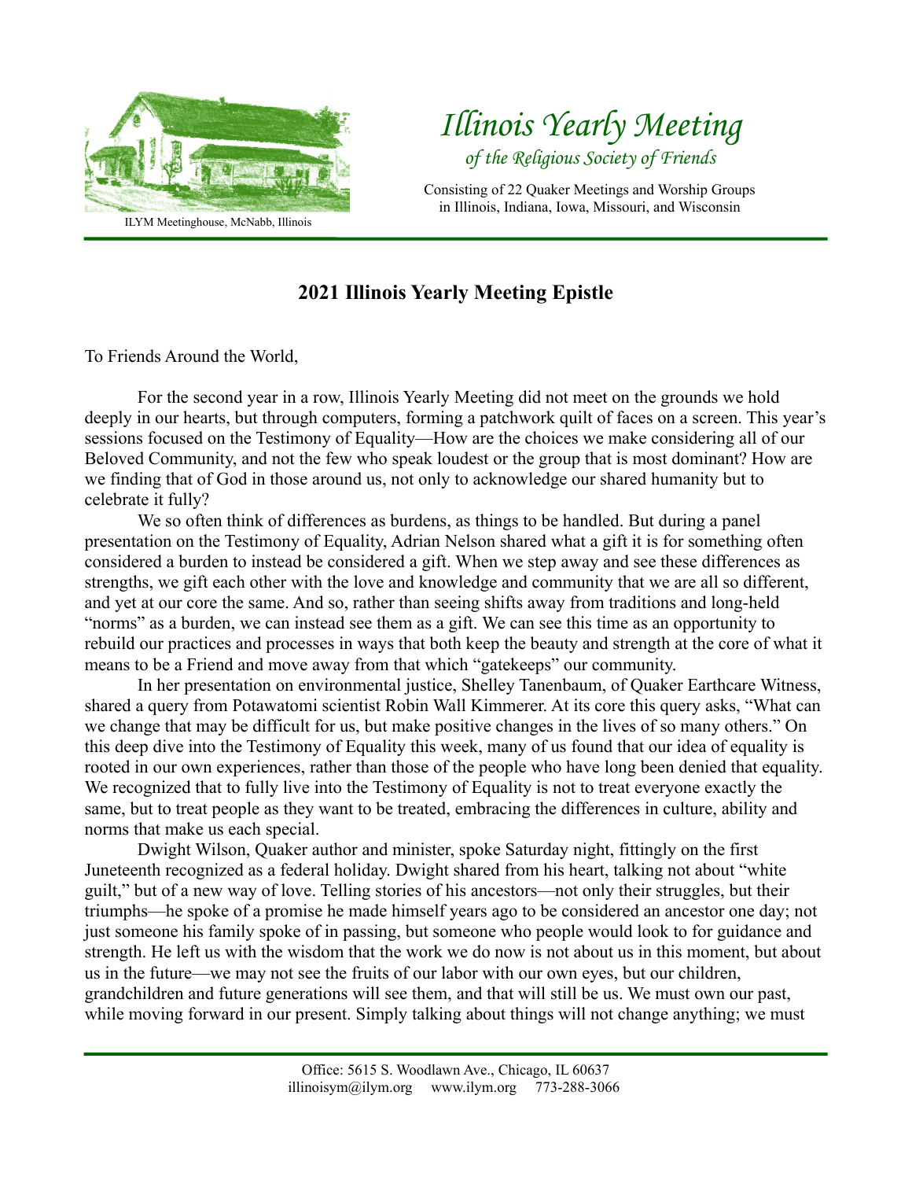ILYM Meetinghouse, McNabb, Illinois

# *Illinois Yearly Meeting*

*of the Religious Society of Friends*

Consisting of 22 Quaker Meetings and Worship Groups in Illinois, Indiana, Iowa, Missouri, and Wisconsin

## 2021 Illinois Yearly Meeting Epistle

To Friends Around the World,

For the second year in a row, Illinois Yearly Meeting did not meet on the grounds we hold deeply in our hearts, but through computers, forming a patchwork quilt of faces on a screen. This year's sessions focused on the Testimony of Equality—How are the choices we make considering all of our Beloved Community, and not the few who speak loudest or the group that is most dominant? How are we finding that of God in those around us, not only to acknowledge our shared humanity but to celebrate it fully?

We so often think of differences as burdens, as things to be handled. But during a panel presentation on the Testimony of Equality, Adrian Nelson shared what a gift it is for something often considered a burden to instead be considered a gift. When we step away and see these differences as strengths, we gift each other with the love and knowledge and community that we are all so different, and yet at our core the same. And so, rather than seeing shifts away from traditions and long-held "norms" as a burden, we can instead see them as a gift. We can see this time as an opportunity to rebuild our practices and processes in ways that both keep the beauty and strength at the core of what it means to be a Friend and move away from that which "gatekeeps" our community.

In her presentation on environmental justice, Shelley Tanenbaum, of Quaker Earthcare Witness, shared a query from Potawatomi scientist Robin Wall Kimmerer. At its core this query asks, "What can we change that may be difficult for us, but make positive changes in the lives of so many others." On this deep dive into the Testimony of Equality this week, many of us found that our idea of equality is rooted in our own experiences, rather than those of the people who have long been denied that equality. We recognized that to fully live into the Testimony of Equality is not to treat everyone exactly the same, but to treat people as they want to be treated, embracing the differences in culture, ability and norms that make us each special.

Dwight Wilson, Quaker author and minister, spoke Saturday night, fittingly on the first Juneteenth recognized as a federal holiday. Dwight shared from his heart, talking not about "white guilt," but of a new way of love. Telling stories of his ancestors—not only their struggles, but their triumphs—he spoke of a promise he made himself years ago to be considered an ancestor one day; not just someone his family spoke of in passing, but someone who people would look to for guidance and strength. He left us with the wisdom that the work we do now is not about us in this moment, but about us in the future—we may not see the fruits of our labor with our own eyes, but our children, grandchildren and future generations will see them, and that will still be us. We must own our past, while moving forward in our present. Simply talking about things will not change anything; we must

Office: 5615 S. Woodlawn Ave., Chicago, IL 60637
illinoisym@ilym.org www.ilym.org 773-288-3066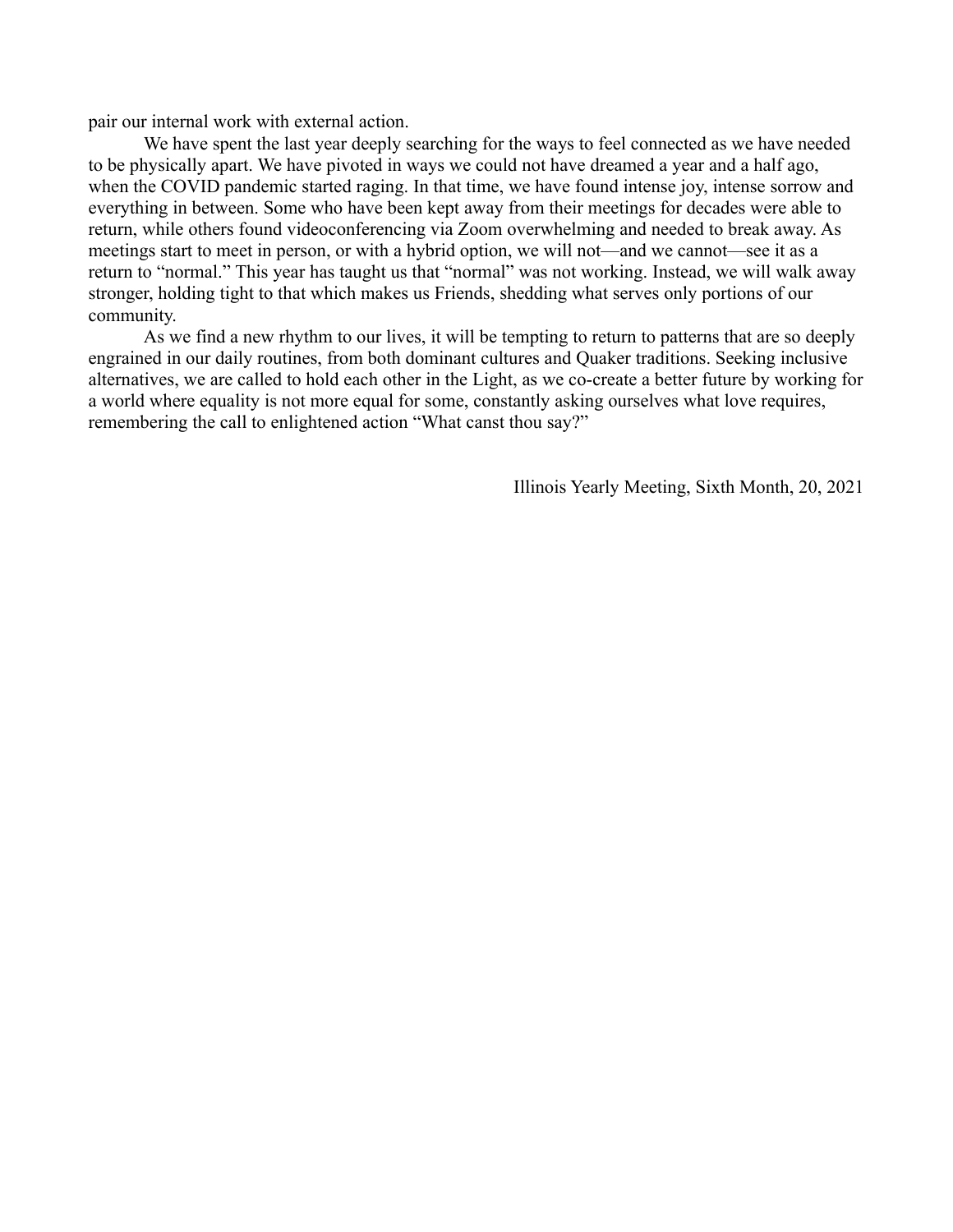pair our internal work with external action.

We have spent the last year deeply searching for the ways to feel connected as we have needed to be physically apart. We have pivoted in ways we could not have dreamed a year and a half ago, when the COVID pandemic started raging. In that time, we have found intense joy, intense sorrow and everything in between. Some who have been kept away from their meetings for decades were able to return, while others found videoconferencing via Zoom overwhelming and needed to break away. As meetings start to meet in person, or with a hybrid option, we will not—and we cannot—see it as a return to "normal." This year has taught us that "normal" was not working. Instead, we will walk away stronger, holding tight to that which makes us Friends, shedding what serves only portions of our community.

As we find a new rhythm to our lives, it will be tempting to return to patterns that are so deeply engrained in our daily routines, from both dominant cultures and Quaker traditions. Seeking inclusive alternatives, we are called to hold each other in the Light, as we co-create a better future by working for a world where equality is not more equal for some, constantly asking ourselves what love requires, remembering the call to enlightened action "What canst thou say?"

Illinois Yearly Meeting, Sixth Month, 20, 2021